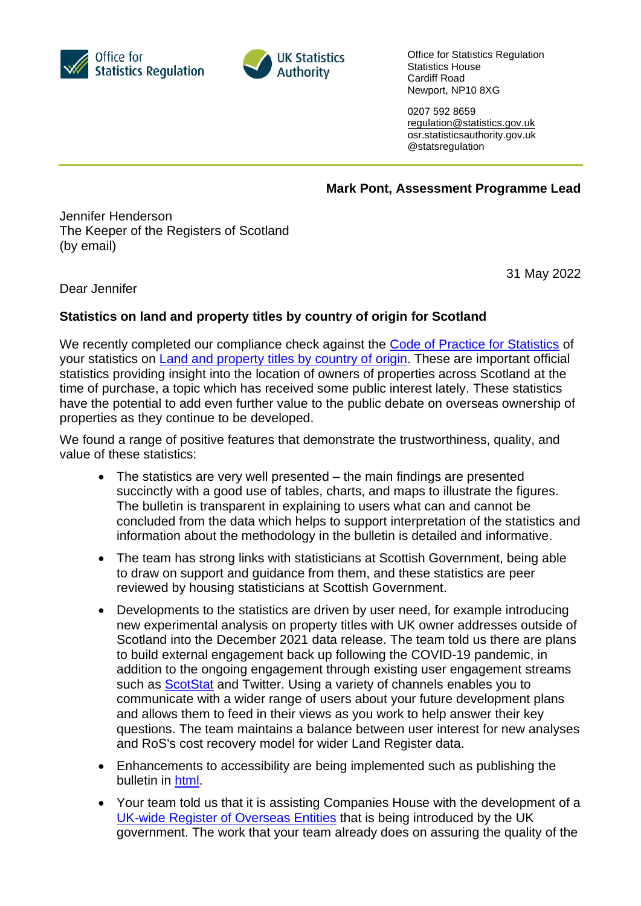Office for Statistics Regulation

UK Statistics Authority

Office for Statistics Regulation
Statistics House
Cardiff Road
Newport, NP10 8XG

0207 592 8659
regulation@statistics.gov.uk
osr.statisticsauthority.gov.uk
@statsregulation

**Mark Pont, Assessment Programme Lead**

Jennifer Henderson
The Keeper of the Registers of Scotland
(by email)

31 May 2022

Dear Jennifer

**Statistics on land and property titles by country of origin for Scotland**

We recently completed our compliance check against the [Code of Practice for Statistics]() of your statistics on [Land and property titles by country of origin](). These are important official statistics providing insight into the location of owners of properties across Scotland at the time of purchase, a topic which has received some public interest lately. These statistics have the potential to add even further value to the public debate on overseas ownership of properties as they continue to be developed.

We found a range of positive features that demonstrate the trustworthiness, quality, and value of these statistics:

- The statistics are very well presented – the main findings are presented succinctly with a good use of tables, charts, and maps to illustrate the figures. The bulletin is transparent in explaining to users what can and cannot be concluded from the data which helps to support interpretation of the statistics and information about the methodology in the bulletin is detailed and informative.
- The team has strong links with statisticians at Scottish Government, being able to draw on support and guidance from them, and these statistics are peer reviewed by housing statisticians at Scottish Government.
- Developments to the statistics are driven by user need, for example introducing new experimental analysis on property titles with UK owner addresses outside of Scotland into the December 2021 data release. The team told us there are plans to build external engagement back up following the COVID-19 pandemic, in addition to the ongoing engagement through existing user engagement streams such as [ScotStat]() and Twitter. Using a variety of channels enables you to communicate with a wider range of users about your future development plans and allows them to feed in their views as you work to help answer their key questions. The team maintains a balance between user interest for new analyses and RoS's cost recovery model for wider Land Register data.
- Enhancements to accessibility are being implemented such as publishing the bulletin in [html]().
- Your team told us that it is assisting Companies House with the development of a [UK-wide Register of Overseas Entities]() that is being introduced by the UK government. The work that your team already does on assuring the quality of the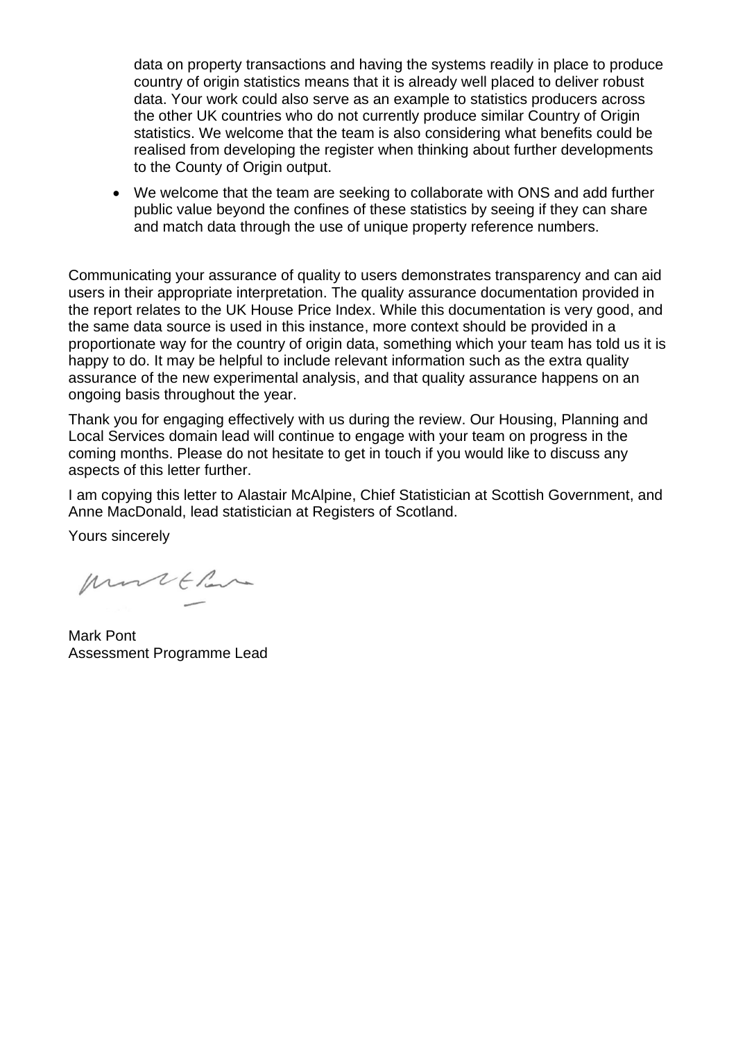data on property transactions and having the systems readily in place to produce country of origin statistics means that it is already well placed to deliver robust data. Your work could also serve as an example to statistics producers across the other UK countries who do not currently produce similar Country of Origin statistics. We welcome that the team is also considering what benefits could be realised from developing the register when thinking about further developments to the County of Origin output.

- We welcome that the team are seeking to collaborate with ONS and add further public value beyond the confines of these statistics by seeing if they can share and match data through the use of unique property reference numbers.

Communicating your assurance of quality to users demonstrates transparency and can aid users in their appropriate interpretation. The quality assurance documentation provided in the report relates to the UK House Price Index. While this documentation is very good, and the same data source is used in this instance, more context should be provided in a proportionate way for the country of origin data, something which your team has told us it is happy to do. It may be helpful to include relevant information such as the extra quality assurance of the new experimental analysis, and that quality assurance happens on an ongoing basis throughout the year.

Thank you for engaging effectively with us during the review. Our Housing, Planning and Local Services domain lead will continue to engage with your team on progress in the coming months. Please do not hesitate to get in touch if you would like to discuss any aspects of this letter further.

I am copying this letter to Alastair McAlpine, Chief Statistician at Scottish Government, and Anne MacDonald, lead statistician at Registers of Scotland.

Yours sincerely

Mark Pont
Assessment Programme Lead